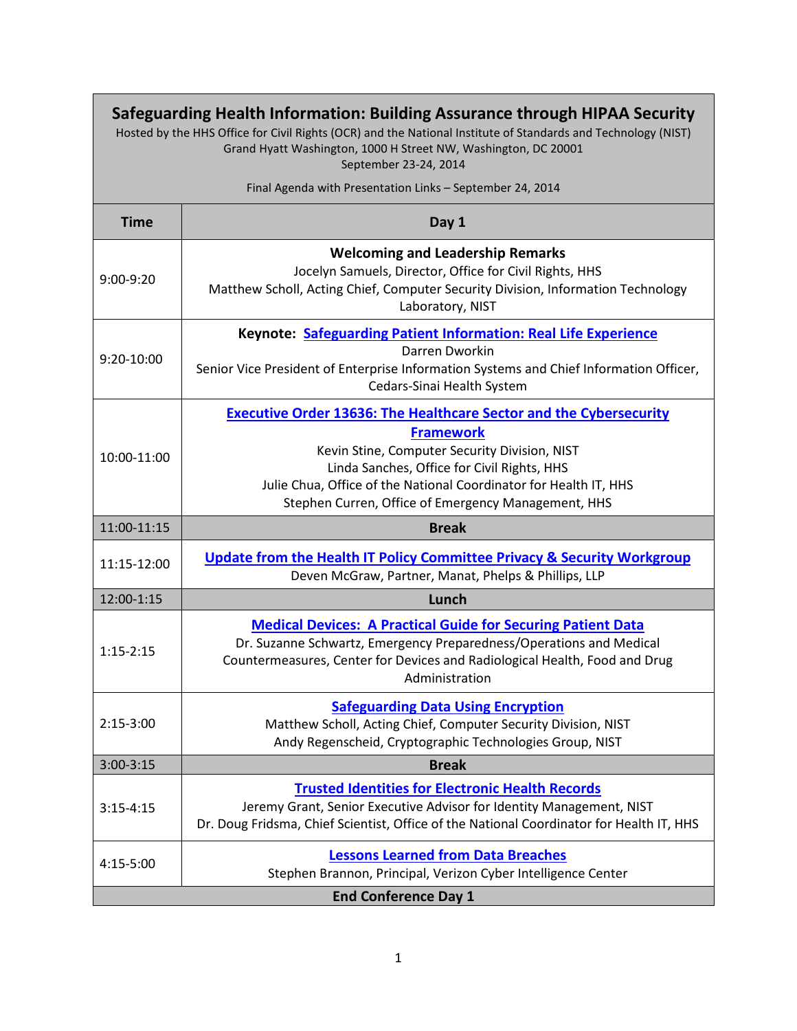# Safeguarding Health Information: Building Assurance through HIPAA Security

Hosted by the HHS Office for Civil Rights (OCR) and the National Institute of Standards and Technology (NIST)
Grand Hyatt Washington, 1000 H Street NW, Washington, DC 20001
September 23-24, 2014

Final Agenda with Presentation Links – September 24, 2014

| Time | Day 1 |
|---|---|
| 9:00-9:20 | **Welcoming and Leadership Remarks**<br>Jocelyn Samuels, Director, Office for Civil Rights, HHS<br>Matthew Scholl, Acting Chief, Computer Security Division, Information Technology Laboratory, NIST |
| 9:20-10:00 | **Keynote: Safeguarding Patient Information: Real Life Experience**<br>Darren Dworkin<br>Senior Vice President of Enterprise Information Systems and Chief Information Officer, Cedars-Sinai Health System |
| 10:00-11:00 | **Executive Order 13636: The Healthcare Sector and the Cybersecurity Framework**<br>Kevin Stine, Computer Security Division, NIST<br>Linda Sanches, Office for Civil Rights, HHS<br>Julie Chua, Office of the National Coordinator for Health IT, HHS<br>Stephen Curren, Office of Emergency Management, HHS |
| 11:00-11:15 | **Break** |
| 11:15-12:00 | **Update from the Health IT Policy Committee Privacy & Security Workgroup**<br>Deven McGraw, Partner, Manat, Phelps & Phillips, LLP |
| 12:00-1:15 | **Lunch** |
| 1:15-2:15 | **Medical Devices: A Practical Guide for Securing Patient Data**<br>Dr. Suzanne Schwartz, Emergency Preparedness/Operations and Medical Countermeasures, Center for Devices and Radiological Health, Food and Drug Administration |
| 2:15-3:00 | **Safeguarding Data Using Encryption**<br>Matthew Scholl, Acting Chief, Computer Security Division, NIST<br>Andy Regenscheid, Cryptographic Technologies Group, NIST |
| 3:00-3:15 | **Break** |
| 3:15-4:15 | **Trusted Identities for Electronic Health Records**<br>Jeremy Grant, Senior Executive Advisor for Identity Management, NIST<br>Dr. Doug Fridsma, Chief Scientist, Office of the National Coordinator for Health IT, HHS |
| 4:15-5:00 | **Lessons Learned from Data Breaches**<br>Stephen Brannon, Principal, Verizon Cyber Intelligence Center |
| **End Conference Day 1** | |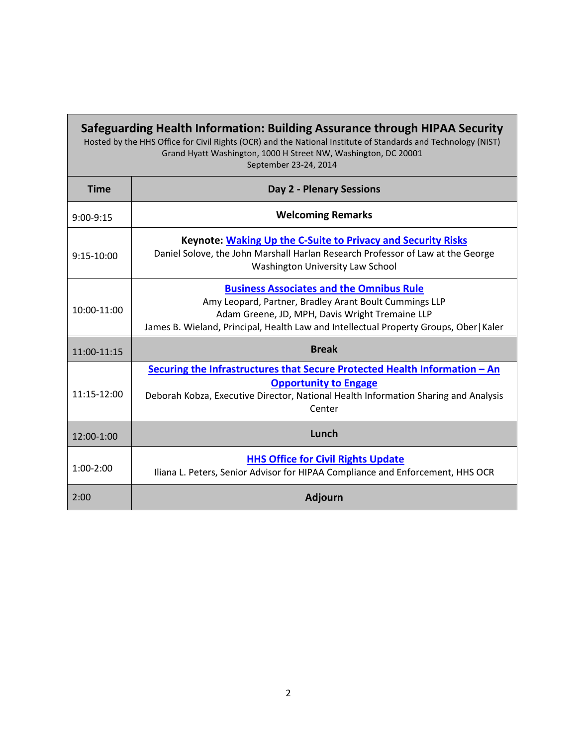## Safeguarding Health Information: Building Assurance through HIPAA Security

Hosted by the HHS Office for Civil Rights (OCR) and the National Institute of Standards and Technology (NIST)
Grand Hyatt Washington, 1000 H Street NW, Washington, DC 20001
September 23-24, 2014

| Time | Day 2 - Plenary Sessions |
|---|---|
| 9:00-9:15 | **Welcoming Remarks** |
| 9:15-10:00 | **Keynote: Waking Up the C-Suite to Privacy and Security Risks**<br>Daniel Solove, the John Marshall Harlan Research Professor of Law at the George Washington University Law School |
| 10:00-11:00 | **Business Associates and the Omnibus Rule**<br>Amy Leopard, Partner, Bradley Arant Boult Cummings LLP<br>Adam Greene, JD, MPH, Davis Wright Tremaine LLP<br>James B. Wieland, Principal, Health Law and Intellectual Property Groups, Ober\|Kaler |
| 11:00-11:15 | **Break** |
| 11:15-12:00 | **Securing the Infrastructures that Secure Protected Health Information – An Opportunity to Engage**<br>Deborah Kobza, Executive Director, National Health Information Sharing and Analysis Center |
| 12:00-1:00 | **Lunch** |
| 1:00-2:00 | **HHS Office for Civil Rights Update**<br>Iliana L. Peters, Senior Advisor for HIPAA Compliance and Enforcement, HHS OCR |
| 2:00 | **Adjourn** |